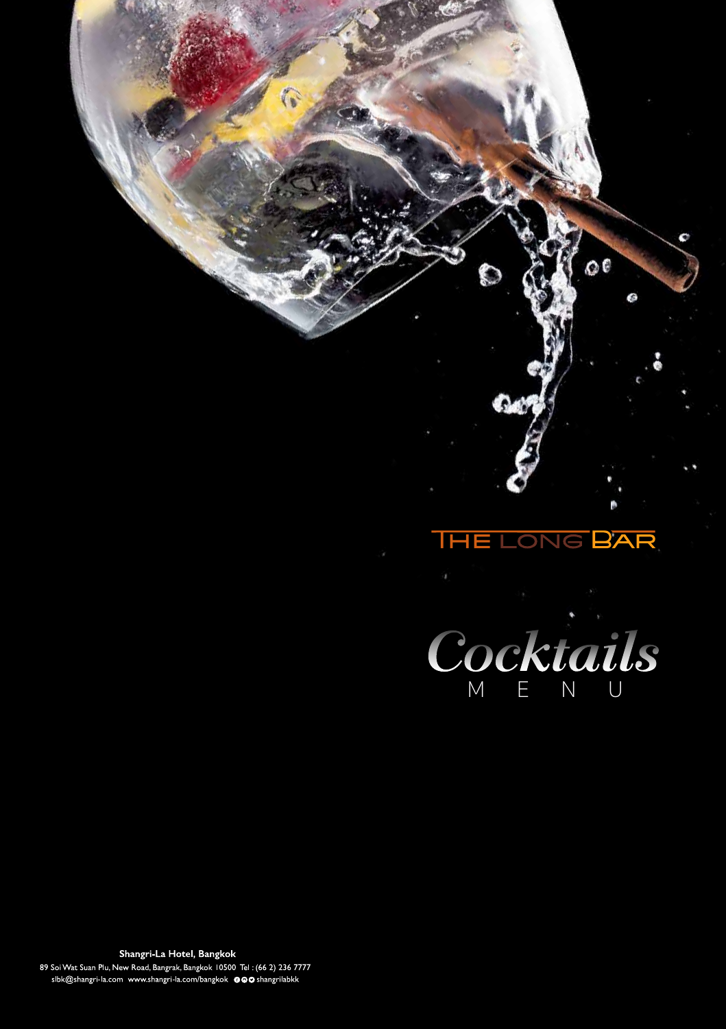# THE LONG BAR

# *Cocktails*
## MENU

**Shangri-La Hotel, Bangkok**
89 Soi Wat Suan Plu, New Road, Bangrak, Bangkok 10500 Tel : (66 2) 236 7777
slbk@shangri-la.com www.shangri-la.com/bangkok shangrilabkk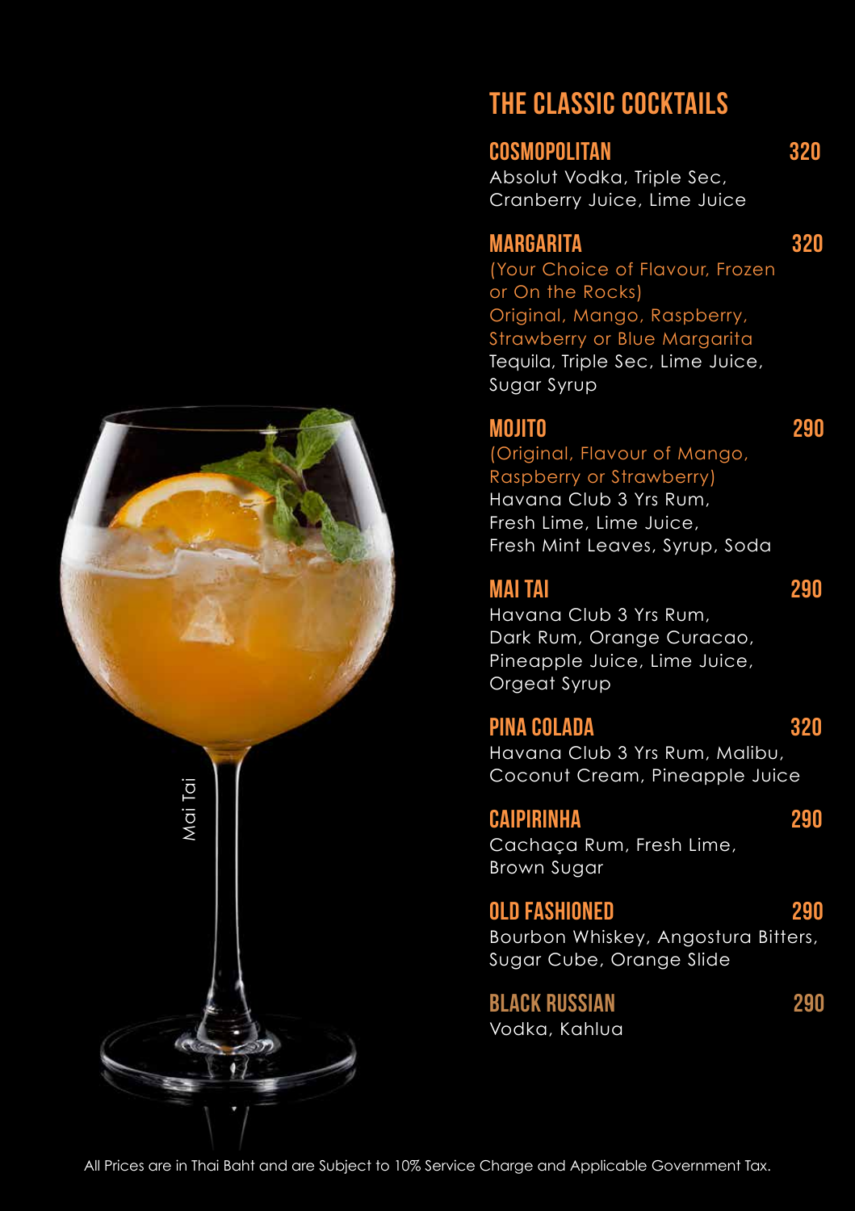## THE CLASSIC COCKTAILS

### COSMOPOLITAN 320
Absolut Vodka, Triple Sec, Cranberry Juice, Lime Juice

### MARGARITA 320
(Your Choice of Flavour, Frozen or On the Rocks)
Original, Mango, Raspberry, Strawberry or Blue Margarita
Tequila, Triple Sec, Lime Juice, Sugar Syrup

### MOJITO 290
(Original, Flavour of Mango, Raspberry or Strawberry)
Havana Club 3 Yrs Rum, Fresh Lime, Lime Juice, Fresh Mint Leaves, Syrup, Soda

### MAI TAI 290
Havana Club 3 Yrs Rum, Dark Rum, Orange Curacao, Pineapple Juice, Lime Juice, Orgeat Syrup

### PINA COLADA 320
Havana Club 3 Yrs Rum, Malibu, Coconut Cream, Pineapple Juice

### CAIPIRINHA 290
Cachaça Rum, Fresh Lime, Brown Sugar

### OLD FASHIONED 290
Bourbon Whiskey, Angostura Bitters, Sugar Cube, Orange Slide

### BLACK RUSSIAN 290
Vodka, Kahlua

Mai Tai

All Prices are in Thai Baht and are Subject to 10% Service Charge and Applicable Government Tax.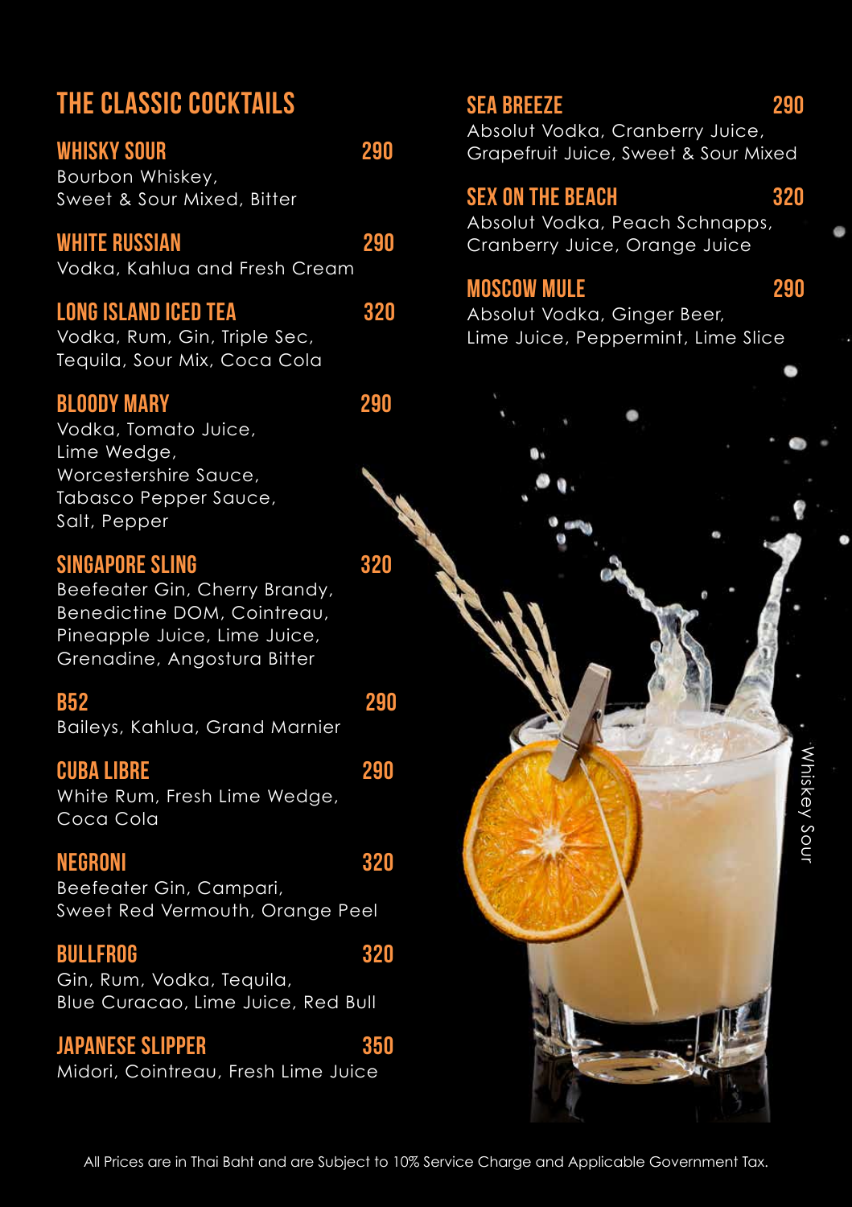# THE CLASSIC COCKTAILS

## WHISKY SOUR 290
Bourbon Whiskey,
Sweet & Sour Mixed, Bitter

## WHITE RUSSIAN 290
Vodka, Kahlua and Fresh Cream

## LONG ISLAND ICED TEA 320
Vodka, Rum, Gin, Triple Sec,
Tequila, Sour Mix, Coca Cola

## BLOODY MARY 290
Vodka, Tomato Juice,
Lime Wedge,
Worcestershire Sauce,
Tabasco Pepper Sauce,
Salt, Pepper

## SINGAPORE SLING 320
Beefeater Gin, Cherry Brandy,
Benedictine DOM, Cointreau,
Pineapple Juice, Lime Juice,
Grenadine, Angostura Bitter

## B52 290
Baileys, Kahlua, Grand Marnier

## CUBA LIBRE 290
White Rum, Fresh Lime Wedge,
Coca Cola

## NEGRONI 320
Beefeater Gin, Campari,
Sweet Red Vermouth, Orange Peel

## BULLFROG 320
Gin, Rum, Vodka, Tequila,
Blue Curacao, Lime Juice, Red Bull

## JAPANESE SLIPPER 350
Midori, Cointreau, Fresh Lime Juice

## SEA BREEZE 290
Absolut Vodka, Cranberry Juice,
Grapefruit Juice, Sweet & Sour Mixed

## SEX ON THE BEACH 320
Absolut Vodka, Peach Schnapps,
Cranberry Juice, Orange Juice

## MOSCOW MULE 290
Absolut Vodka, Ginger Beer,
Lime Juice, Peppermint, Lime Slice

Whiskey Sour

All Prices are in Thai Baht and are Subject to 10% Service Charge and Applicable Government Tax.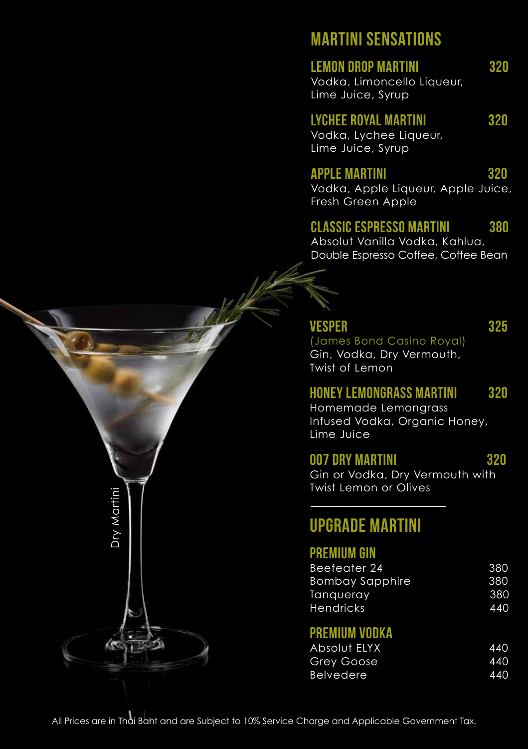## MARTINI SENSATIONS

### LEMON DROP MARTINI — 320
Vodka, Limoncello Liqueur, Lime Juice, Syrup

### LYCHEE ROYAL MARTINI — 320
Vodka, Lychee Liqueur, Lime Juice, Syrup

### APPLE MARTINI — 320
Vodka, Apple Liqueur, Apple Juice, Fresh Green Apple

### CLASSIC ESPRESSO MARTINI — 380
Absolut Vanilla Vodka, Kahlua, Double Espresso Coffee, Coffee Bean

### VESPER — 325
(James Bond Casino Royal)
Gin, Vodka, Dry Vermouth, Twist of Lemon

### HONEY LEMONGRASS MARTINI — 320
Homemade Lemongrass Infused Vodka, Organic Honey, Lime Juice

### 007 DRY MARTINI — 320
Gin or Vodka, Dry Vermouth with Twist Lemon or Olives

Dry Martini

---

## UPGRADE MARTINI

### PREMIUM GIN

| Gin | Price |
| --- | --- |
| Beefeater 24 | 380 |
| Bombay Sapphire | 380 |
| Tanqueray | 380 |
| Hendricks | 440 |

### PREMIUM VODKA

| Vodka | Price |
| --- | --- |
| Absolut ELYX | 440 |
| Grey Goose | 440 |
| Belvedere | 440 |

All Prices are in Thai Baht and are Subject to 10% Service Charge and Applicable Government Tax.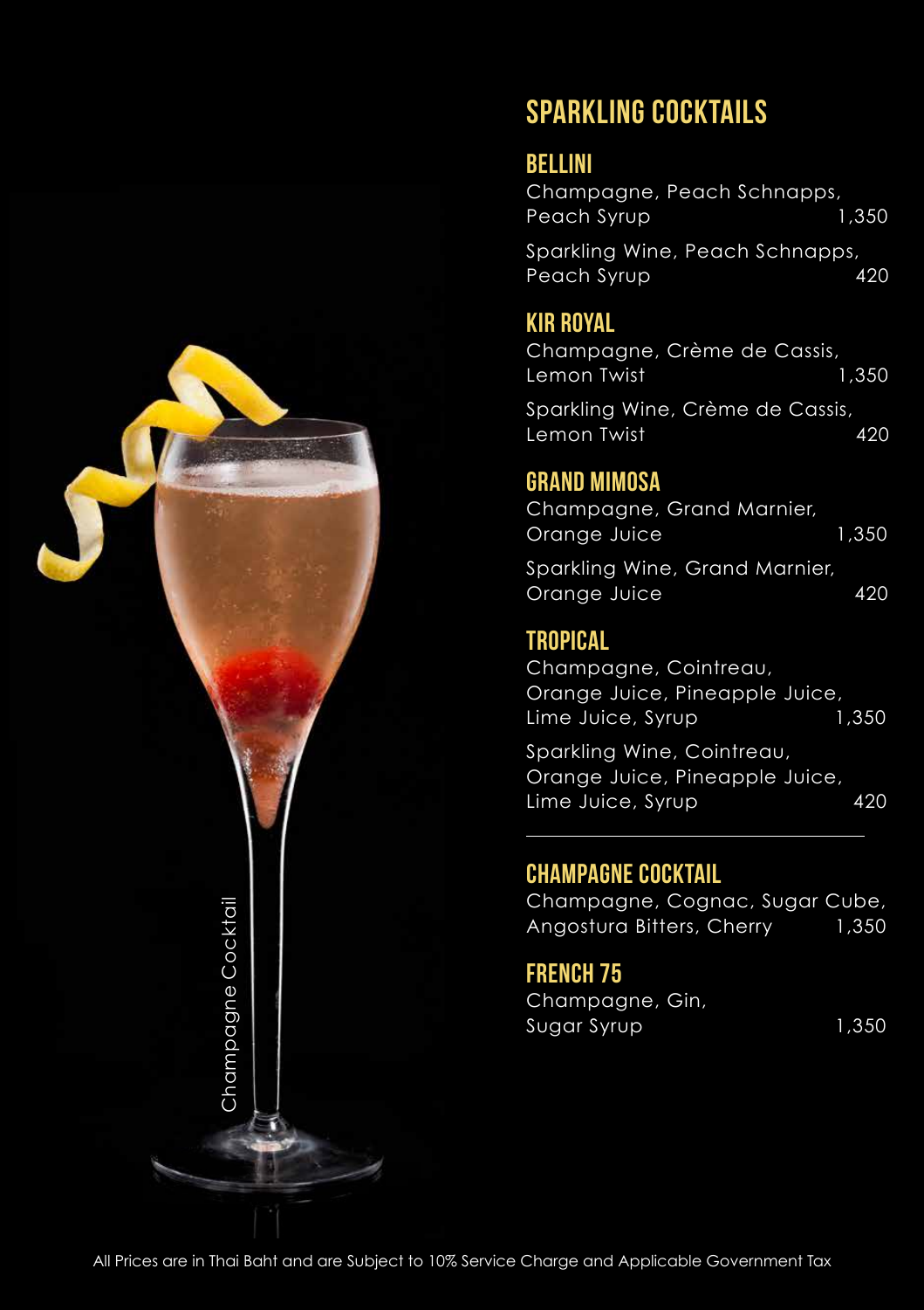# SPARKLING COCKTAILS

## BELLINI

Champagne, Peach Schnapps, Peach Syrup 1,350

Sparkling Wine, Peach Schnapps, Peach Syrup 420

## KIR ROYAL

Champagne, Crème de Cassis, Lemon Twist 1,350

Sparkling Wine, Crème de Cassis, Lemon Twist 420

## GRAND MIMOSA

Champagne, Grand Marnier, Orange Juice 1,350

Sparkling Wine, Grand Marnier, Orange Juice 420

## TROPICAL

Champagne, Cointreau, Orange Juice, Pineapple Juice, Lime Juice, Syrup 1,350

Sparkling Wine, Cointreau, Orange Juice, Pineapple Juice, Lime Juice, Syrup 420

---

## CHAMPAGNE COCKTAIL

Champagne, Cognac, Sugar Cube, Angostura Bitters, Cherry 1,350

## FRENCH 75

Champagne, Gin, Sugar Syrup 1,350

Champagne Cocktail

All Prices are in Thai Baht and are Subject to 10% Service Charge and Applicable Government Tax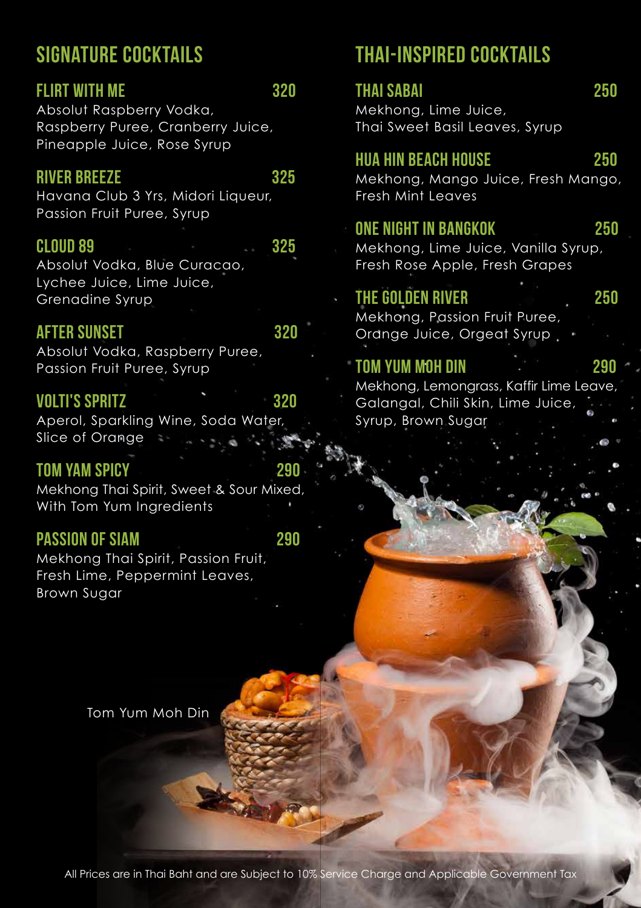## SIGNATURE COCKTAILS

### FLIRT WITH ME — 320
Absolut Raspberry Vodka, Raspberry Puree, Cranberry Juice, Pineapple Juice, Rose Syrup

### RIVER BREEZE — 325
Havana Club 3 Yrs, Midori Liqueur, Passion Fruit Puree, Syrup

### CLOUD 89 — 325
Absolut Vodka, Blue Curacao, Lychee Juice, Lime Juice, Grenadine Syrup

### AFTER SUNSET — 320
Absolut Vodka, Raspberry Puree, Passion Fruit Puree, Syrup

### VOLTI'S SPRITZ — 320
Aperol, Sparkling Wine, Soda Water, Slice of Orange

### TOM YAM SPICY — 290
Mekhong Thai Spirit, Sweet & Sour Mixed, With Tom Yum Ingredients

### PASSION OF SIAM — 290
Mekhong Thai Spirit, Passion Fruit, Fresh Lime, Peppermint Leaves, Brown Sugar

## THAI-INSPIRED COCKTAILS

### THAI SABAI — 250
Mekhong, Lime Juice, Thai Sweet Basil Leaves, Syrup

### HUA HIN BEACH HOUSE — 250
Mekhong, Mango Juice, Fresh Mango, Fresh Mint Leaves

### ONE NIGHT IN BANGKOK — 250
Mekhong, Lime Juice, Vanilla Syrup, Fresh Rose Apple, Fresh Grapes

### THE GOLDEN RIVER — 250
Mekhong, Passion Fruit Puree, Orange Juice, Orgeat Syrup

### TOM YUM MOH DIN — 290
Mekhong, Lemongrass, Kaffir Lime Leave, Galangal, Chili Skin, Lime Juice, Syrup, Brown Sugar

Tom Yum Moh Din

All Prices are in Thai Baht and are Subject to 10% Service Charge and Applicable Government Tax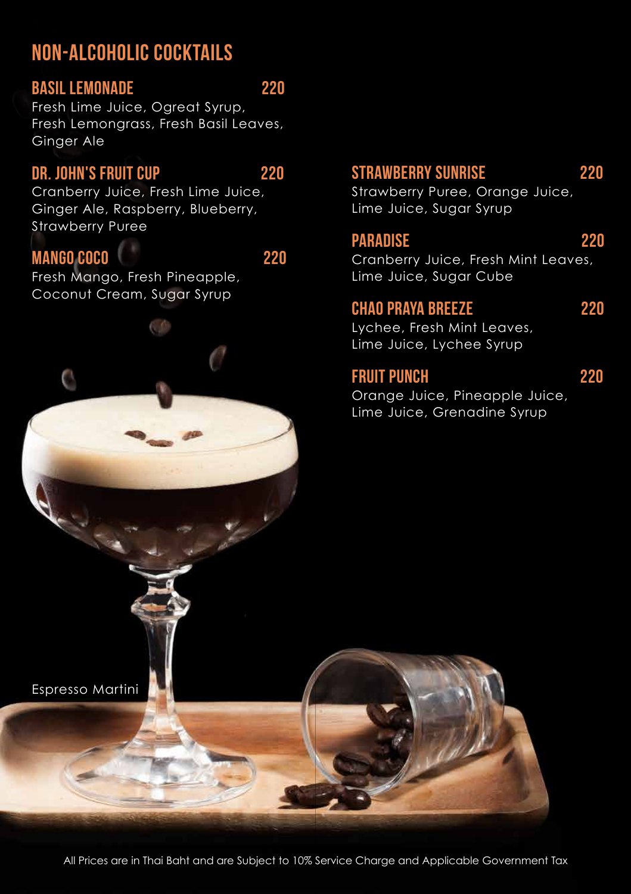# NON-ALCOHOLIC COCKTAILS

### BASIL LEMONADE 220

Fresh Lime Juice, Ogreat Syrup, Fresh Lemongrass, Fresh Basil Leaves, Ginger Ale

### DR. JOHN'S FRUIT CUP 220

Cranberry Juice, Fresh Lime Juice, Ginger Ale, Raspberry, Blueberry, Strawberry Puree

### MANGO COCO 220

Fresh Mango, Fresh Pineapple, Coconut Cream, Sugar Syrup

### STRAWBERRY SUNRISE 220

Strawberry Puree, Orange Juice, Lime Juice, Sugar Syrup

### PARADISE 220

Cranberry Juice, Fresh Mint Leaves, Lime Juice, Sugar Cube

### CHAO PRAYA BREEZE 220

Lychee, Fresh Mint Leaves, Lime Juice, Lychee Syrup

### FRUIT PUNCH 220

Orange Juice, Pineapple Juice, Lime Juice, Grenadine Syrup

Espresso Martini

All Prices are in Thai Baht and are Subject to 10% Service Charge and Applicable Government Tax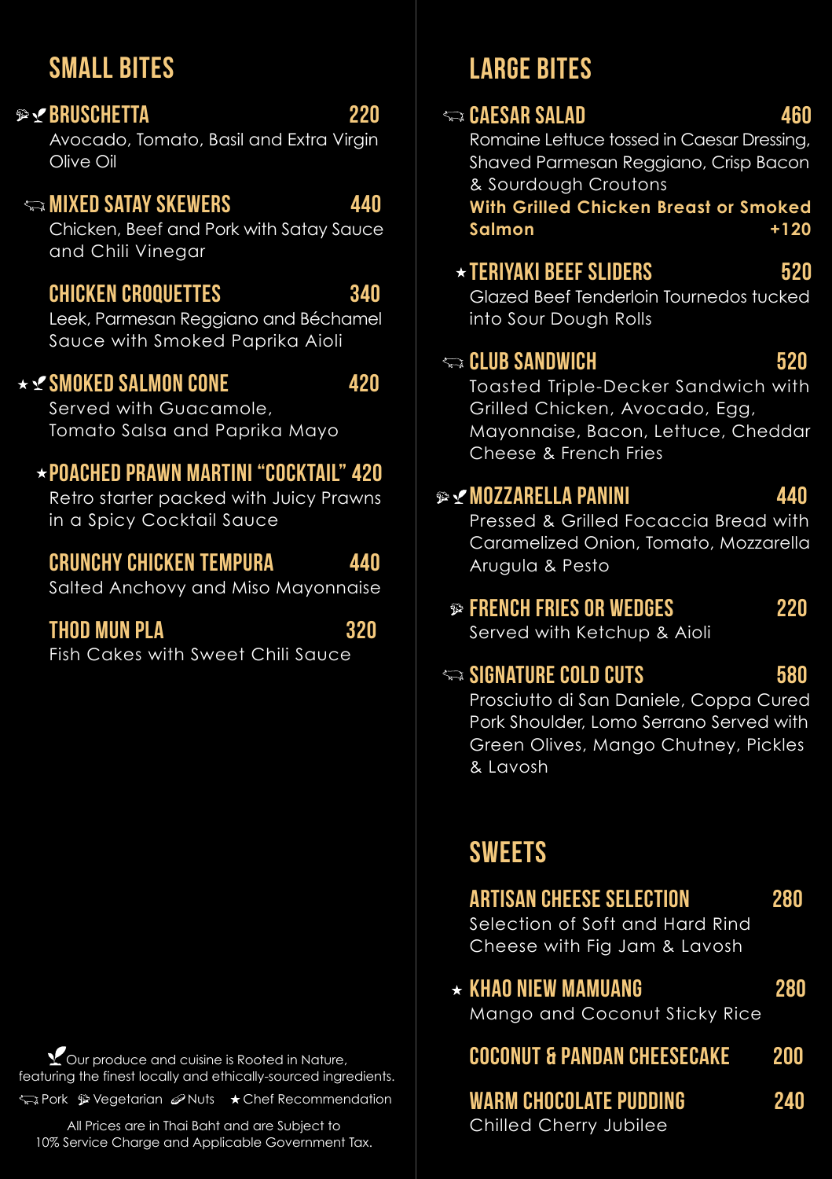## SMALL BITES

**BRUSCHETTA** 220
Avocado, Tomato, Basil and Extra Virgin Olive Oil

**MIXED SATAY SKEWERS** 440
Chicken, Beef and Pork with Satay Sauce and Chili Vinegar

**CHICKEN CROQUETTES** 340
Leek, Parmesan Reggiano and Béchamel Sauce with Smoked Paprika Aioli

★ **SMOKED SALMON CONE** 420
Served with Guacamole, Tomato Salsa and Paprika Mayo

★ **POACHED PRAWN MARTINI "COCKTAIL"** 420
Retro starter packed with Juicy Prawns in a Spicy Cocktail Sauce

**CRUNCHY CHICKEN TEMPURA** 440
Salted Anchovy and Miso Mayonnaise

**THOD MUN PLA** 320
Fish Cakes with Sweet Chili Sauce

Our produce and cuisine is Rooted in Nature, featuring the finest locally and ethically-sourced ingredients.

Pork Vegetarian Nuts ★ Chef Recommendation

All Prices are in Thai Baht and are Subject to 10% Service Charge and Applicable Government Tax.

## LARGE BITES

**CAESAR SALAD** 460
Romaine Lettuce tossed in Caesar Dressing, Shaved Parmesan Reggiano, Crisp Bacon & Sourdough Croutons
**With Grilled Chicken Breast or Smoked Salmon** +120

★ **TERIYAKI BEEF SLIDERS** 520
Glazed Beef Tenderloin Tournedos tucked into Sour Dough Rolls

**CLUB SANDWICH** 520
Toasted Triple-Decker Sandwich with Grilled Chicken, Avocado, Egg, Mayonnaise, Bacon, Lettuce, Cheddar Cheese & French Fries

**MOZZARELLA PANINI** 440
Pressed & Grilled Focaccia Bread with Caramelized Onion, Tomato, Mozzarella Arugula & Pesto

**FRENCH FRIES OR WEDGES** 220
Served with Ketchup & Aioli

**SIGNATURE COLD CUTS** 580
Prosciutto di San Daniele, Coppa Cured Pork Shoulder, Lomo Serrano Served with Green Olives, Mango Chutney, Pickles & Lavosh

## SWEETS

**ARTISAN CHEESE SELECTION** 280
Selection of Soft and Hard Rind Cheese with Fig Jam & Lavosh

★ **KHAO NIEW MAMUANG** 280
Mango and Coconut Sticky Rice

**COCONUT & PANDAN CHEESECAKE** 200

**WARM CHOCOLATE PUDDING** 240
Chilled Cherry Jubilee